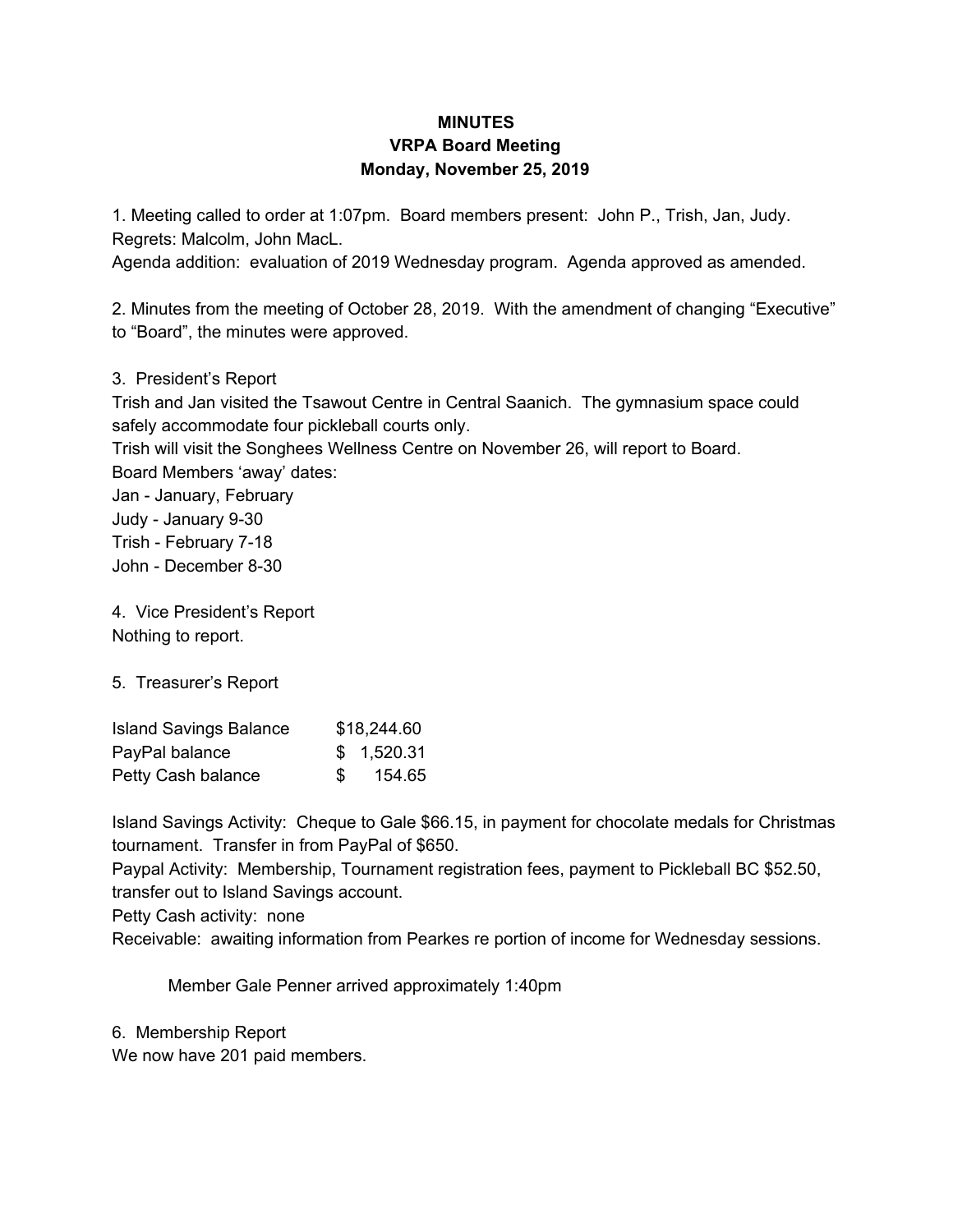**MINUTES**
**VRPA Board Meeting**
**Monday, November 25, 2019**

1. Meeting called to order at 1:07pm. Board members present: John P., Trish, Jan, Judy. Regrets: Malcolm, John MacL.
Agenda addition: evaluation of 2019 Wednesday program. Agenda approved as amended.

2. Minutes from the meeting of October 28, 2019. With the amendment of changing "Executive" to "Board", the minutes were approved.

3. President's Report
Trish and Jan visited the Tsawout Centre in Central Saanich. The gymnasium space could safely accommodate four pickleball courts only.
Trish will visit the Songhees Wellness Centre on November 26, will report to Board.
Board Members 'away' dates:
Jan - January, February
Judy - January 9-30
Trish - February 7-18
John - December 8-30

4. Vice President's Report
Nothing to report.

5. Treasurer's Report

| | |
|---|---|
| Island Savings Balance | $18,244.60 |
| PayPal balance | $ 1,520.31 |
| Petty Cash balance | $ 154.65 |

Island Savings Activity: Cheque to Gale $66.15, in payment for chocolate medals for Christmas tournament. Transfer in from PayPal of $650.
Paypal Activity: Membership, Tournament registration fees, payment to Pickleball BC $52.50, transfer out to Island Savings account.
Petty Cash activity: none
Receivable: awaiting information from Pearkes re portion of income for Wednesday sessions.

Member Gale Penner arrived approximately 1:40pm

6. Membership Report
We now have 201 paid members.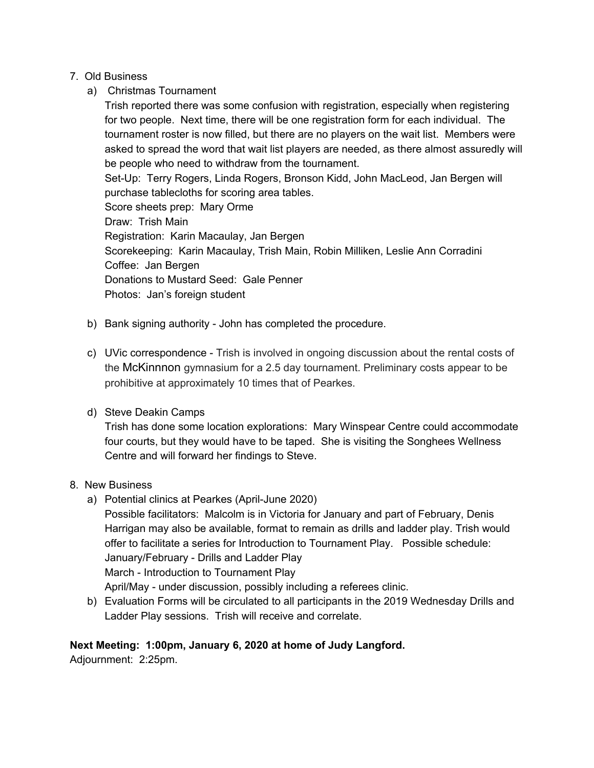7. Old Business
   a) Christmas Tournament

      Trish reported there was some confusion with registration, especially when registering for two people. Next time, there will be one registration form for each individual. The tournament roster is now filled, but there are no players on the wait list. Members were asked to spread the word that wait list players are needed, as there almost assuredly will be people who need to withdraw from the tournament.

      Set-Up: Terry Rogers, Linda Rogers, Bronson Kidd, John MacLeod, Jan Bergen will purchase tablecloths for scoring area tables.

      Score sheets prep: Mary Orme

      Draw: Trish Main

      Registration: Karin Macaulay, Jan Bergen

      Scorekeeping: Karin Macaulay, Trish Main, Robin Milliken, Leslie Ann Corradini

      Coffee: Jan Bergen

      Donations to Mustard Seed: Gale Penner

      Photos: Jan's foreign student

   b) Bank signing authority - John has completed the procedure.

   c) UVic correspondence - Trish is involved in ongoing discussion about the rental costs of the McKinnnon gymnasium for a 2.5 day tournament. Preliminary costs appear to be prohibitive at approximately 10 times that of Pearkes.

   d) Steve Deakin Camps

      Trish has done some location explorations: Mary Winspear Centre could accommodate four courts, but they would have to be taped. She is visiting the Songhees Wellness Centre and will forward her findings to Steve.

8. New Business
   a) Potential clinics at Pearkes (April-June 2020)

      Possible facilitators: Malcolm is in Victoria for January and part of February, Denis Harrigan may also be available, format to remain as drills and ladder play. Trish would offer to facilitate a series for Introduction to Tournament Play. Possible schedule:

      January/February - Drills and Ladder Play

      March - Introduction to Tournament Play

      April/May - under discussion, possibly including a referees clinic.

   b) Evaluation Forms will be circulated to all participants in the 2019 Wednesday Drills and Ladder Play sessions. Trish will receive and correlate.

**Next Meeting: 1:00pm, January 6, 2020 at home of Judy Langford.**

Adjournment: 2:25pm.